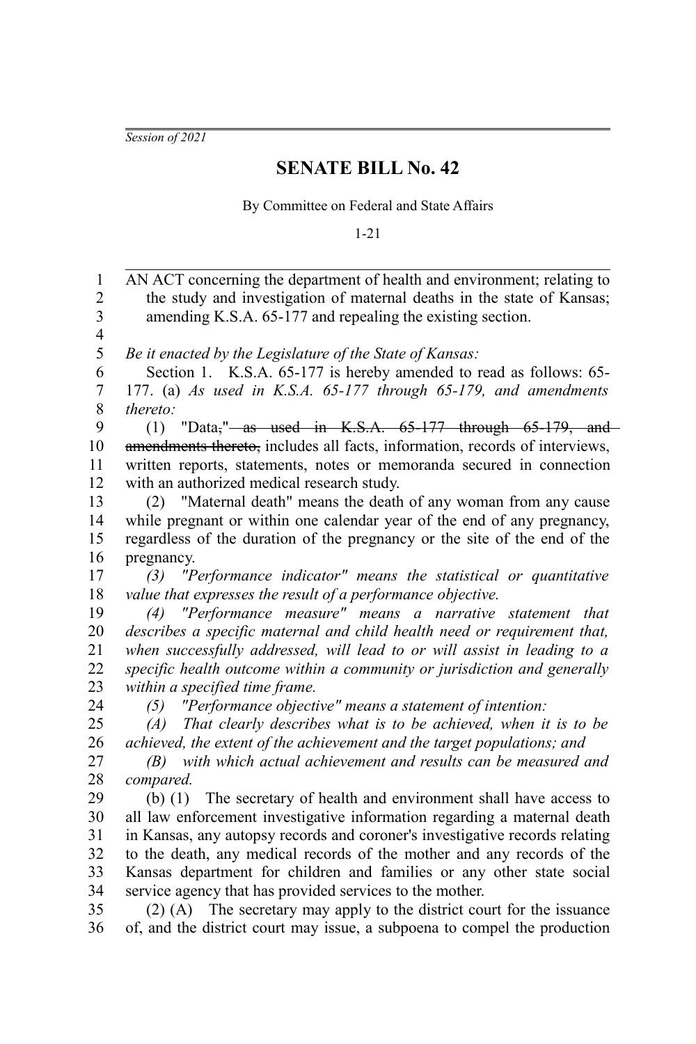*Session of 2021*

# SENATE BILL No. 42

By Committee on Federal and State Affairs

1-21

AN ACT concerning the department of health and environment; relating to the study and investigation of maternal deaths in the state of Kansas; amending K.S.A. 65-177 and repealing the existing section.

*Be it enacted by the Legislature of the State of Kansas:*

Section 1. K.S.A. 65-177 is hereby amended to read as follows: 65-177. (a) *As used in K.S.A. 65-177 through 65-179, and amendments thereto:*

(1) "Data~~,~~" ~~as used in K.S.A. 65-177 through 65-179, and amendments thereto,~~ includes all facts, information, records of interviews, written reports, statements, notes or memoranda secured in connection with an authorized medical research study.

(2) "Maternal death" means the death of any woman from any cause while pregnant or within one calendar year of the end of any pregnancy, regardless of the duration of the pregnancy or the site of the end of the pregnancy.

*(3) "Performance indicator" means the statistical or quantitative value that expresses the result of a performance objective.*

*(4) "Performance measure" means a narrative statement that describes a specific maternal and child health need or requirement that, when successfully addressed, will lead to or will assist in leading to a specific health outcome within a community or jurisdiction and generally within a specified time frame.*

*(5) "Performance objective" means a statement of intention:*

*(A) That clearly describes what is to be achieved, when it is to be achieved, the extent of the achievement and the target populations; and*

*(B) with which actual achievement and results can be measured and compared.*

(b) (1) The secretary of health and environment shall have access to all law enforcement investigative information regarding a maternal death in Kansas, any autopsy records and coroner's investigative records relating to the death, any medical records of the mother and any records of the Kansas department for children and families or any other state social service agency that has provided services to the mother.

(2) (A) The secretary may apply to the district court for the issuance of, and the district court may issue, a subpoena to compel the production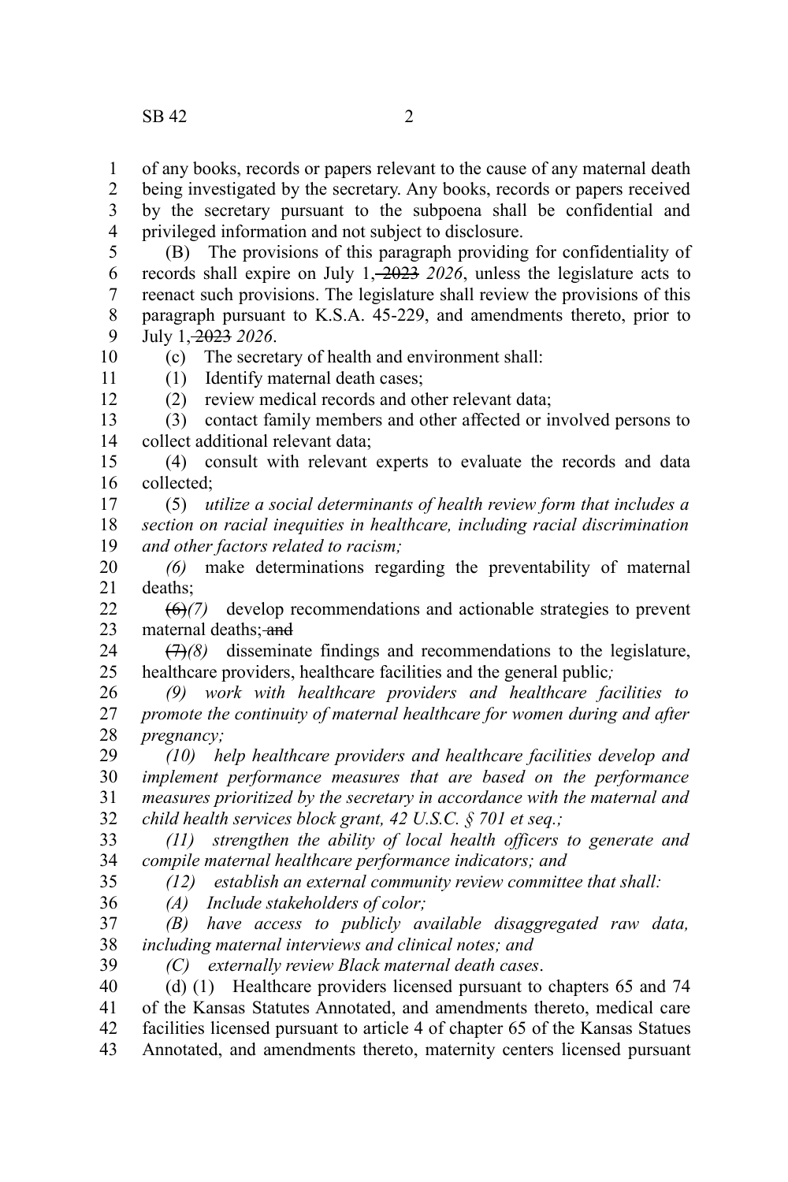of any books, records or papers relevant to the cause of any maternal death being investigated by the secretary. Any books, records or papers received by the secretary pursuant to the subpoena shall be confidential and privileged information and not subject to disclosure.

(B) The provisions of this paragraph providing for confidentiality of records shall expire on July 1, ~~2023~~ *2026*, unless the legislature acts to reenact such provisions. The legislature shall review the provisions of this paragraph pursuant to K.S.A. 45-229, and amendments thereto, prior to July 1, ~~2023~~ *2026*.

(c) The secretary of health and environment shall:

(1) Identify maternal death cases;

(2) review medical records and other relevant data;

(3) contact family members and other affected or involved persons to collect additional relevant data;

(4) consult with relevant experts to evaluate the records and data collected;

(5) *utilize a social determinants of health review form that includes a section on racial inequities in healthcare, including racial discrimination and other factors related to racism;*

*(6)* make determinations regarding the preventability of maternal deaths;

~~(6)~~*(7)* develop recommendations and actionable strategies to prevent maternal deaths; ~~and~~

~~(7)~~*(8)* disseminate findings and recommendations to the legislature, healthcare providers, healthcare facilities and the general public*;*

*(9) work with healthcare providers and healthcare facilities to promote the continuity of maternal healthcare for women during and after pregnancy;*

*(10) help healthcare providers and healthcare facilities develop and implement performance measures that are based on the performance measures prioritized by the secretary in accordance with the maternal and child health services block grant, 42 U.S.C. § 701 et seq.;*

*(11) strengthen the ability of local health officers to generate and compile maternal healthcare performance indicators; and*

*(12) establish an external community review committee that shall:*

*(A) Include stakeholders of color;*

*(B) have access to publicly available disaggregated raw data, including maternal interviews and clinical notes; and*

*(C) externally review Black maternal death cases*.

(d) (1) Healthcare providers licensed pursuant to chapters 65 and 74 of the Kansas Statutes Annotated, and amendments thereto, medical care facilities licensed pursuant to article 4 of chapter 65 of the Kansas Statues Annotated, and amendments thereto, maternity centers licensed pursuant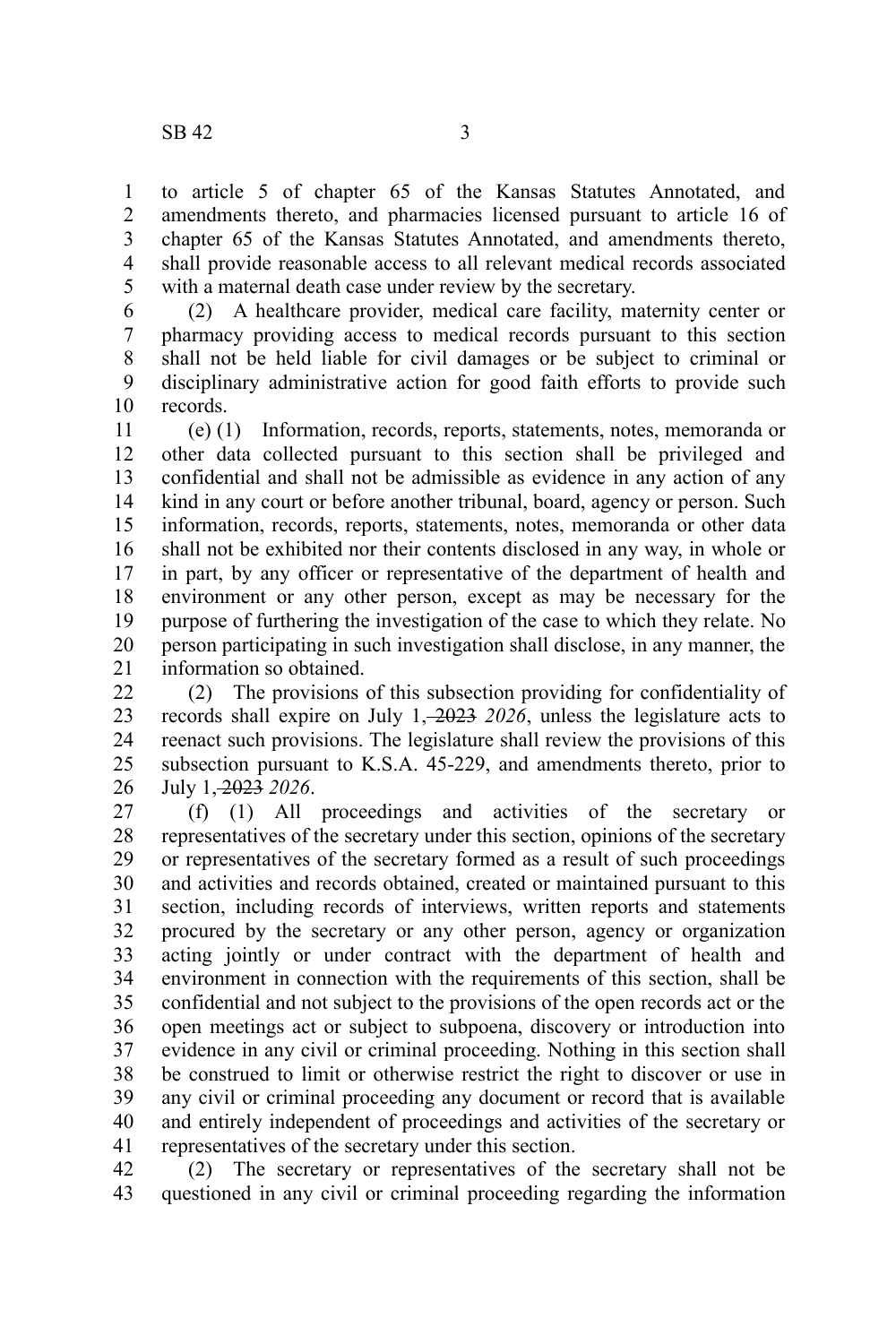to article 5 of chapter 65 of the Kansas Statutes Annotated, and amendments thereto, and pharmacies licensed pursuant to article 16 of chapter 65 of the Kansas Statutes Annotated, and amendments thereto, shall provide reasonable access to all relevant medical records associated with a maternal death case under review by the secretary.

(2) A healthcare provider, medical care facility, maternity center or pharmacy providing access to medical records pursuant to this section shall not be held liable for civil damages or be subject to criminal or disciplinary administrative action for good faith efforts to provide such records.

(e) (1) Information, records, reports, statements, notes, memoranda or other data collected pursuant to this section shall be privileged and confidential and shall not be admissible as evidence in any action of any kind in any court or before another tribunal, board, agency or person. Such information, records, reports, statements, notes, memoranda or other data shall not be exhibited nor their contents disclosed in any way, in whole or in part, by any officer or representative of the department of health and environment or any other person, except as may be necessary for the purpose of furthering the investigation of the case to which they relate. No person participating in such investigation shall disclose, in any manner, the information so obtained.

(2) The provisions of this subsection providing for confidentiality of records shall expire on July 1, ~~2023~~ *2026*, unless the legislature acts to reenact such provisions. The legislature shall review the provisions of this subsection pursuant to K.S.A. 45-229, and amendments thereto, prior to July 1, ~~2023~~ *2026*.

(f) (1) All proceedings and activities of the secretary or representatives of the secretary under this section, opinions of the secretary or representatives of the secretary formed as a result of such proceedings and activities and records obtained, created or maintained pursuant to this section, including records of interviews, written reports and statements procured by the secretary or any other person, agency or organization acting jointly or under contract with the department of health and environment in connection with the requirements of this section, shall be confidential and not subject to the provisions of the open records act or the open meetings act or subject to subpoena, discovery or introduction into evidence in any civil or criminal proceeding. Nothing in this section shall be construed to limit or otherwise restrict the right to discover or use in any civil or criminal proceeding any document or record that is available and entirely independent of proceedings and activities of the secretary or representatives of the secretary under this section.

(2) The secretary or representatives of the secretary shall not be questioned in any civil or criminal proceeding regarding the information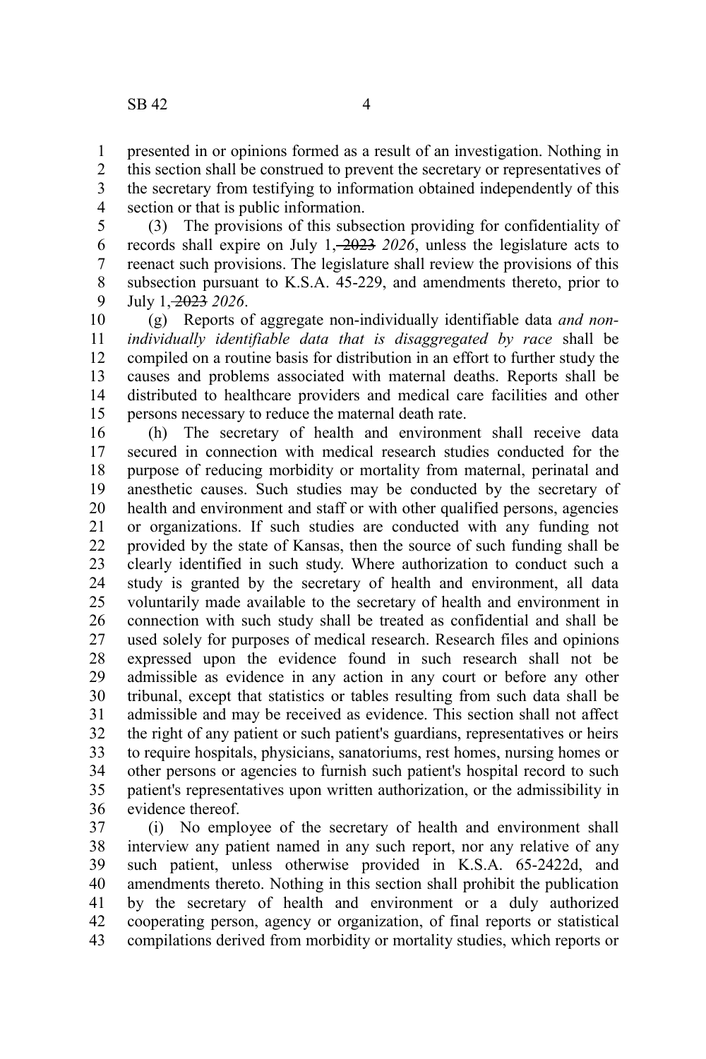presented in or opinions formed as a result of an investigation. Nothing in this section shall be construed to prevent the secretary or representatives of the secretary from testifying to information obtained independently of this section or that is public information.

(3) The provisions of this subsection providing for confidentiality of records shall expire on July 1, ~~2023~~ *2026*, unless the legislature acts to reenact such provisions. The legislature shall review the provisions of this subsection pursuant to K.S.A. 45-229, and amendments thereto, prior to July 1, ~~2023~~ *2026*.

(g) Reports of aggregate non-individually identifiable data *and non-individually identifiable data that is disaggregated by race* shall be compiled on a routine basis for distribution in an effort to further study the causes and problems associated with maternal deaths. Reports shall be distributed to healthcare providers and medical care facilities and other persons necessary to reduce the maternal death rate.

(h) The secretary of health and environment shall receive data secured in connection with medical research studies conducted for the purpose of reducing morbidity or mortality from maternal, perinatal and anesthetic causes. Such studies may be conducted by the secretary of health and environment and staff or with other qualified persons, agencies or organizations. If such studies are conducted with any funding not provided by the state of Kansas, then the source of such funding shall be clearly identified in such study. Where authorization to conduct such a study is granted by the secretary of health and environment, all data voluntarily made available to the secretary of health and environment in connection with such study shall be treated as confidential and shall be used solely for purposes of medical research. Research files and opinions expressed upon the evidence found in such research shall not be admissible as evidence in any action in any court or before any other tribunal, except that statistics or tables resulting from such data shall be admissible and may be received as evidence. This section shall not affect the right of any patient or such patient's guardians, representatives or heirs to require hospitals, physicians, sanatoriums, rest homes, nursing homes or other persons or agencies to furnish such patient's hospital record to such patient's representatives upon written authorization, or the admissibility in evidence thereof.

(i) No employee of the secretary of health and environment shall interview any patient named in any such report, nor any relative of any such patient, unless otherwise provided in K.S.A. 65-2422d, and amendments thereto. Nothing in this section shall prohibit the publication by the secretary of health and environment or a duly authorized cooperating person, agency or organization, of final reports or statistical compilations derived from morbidity or mortality studies, which reports or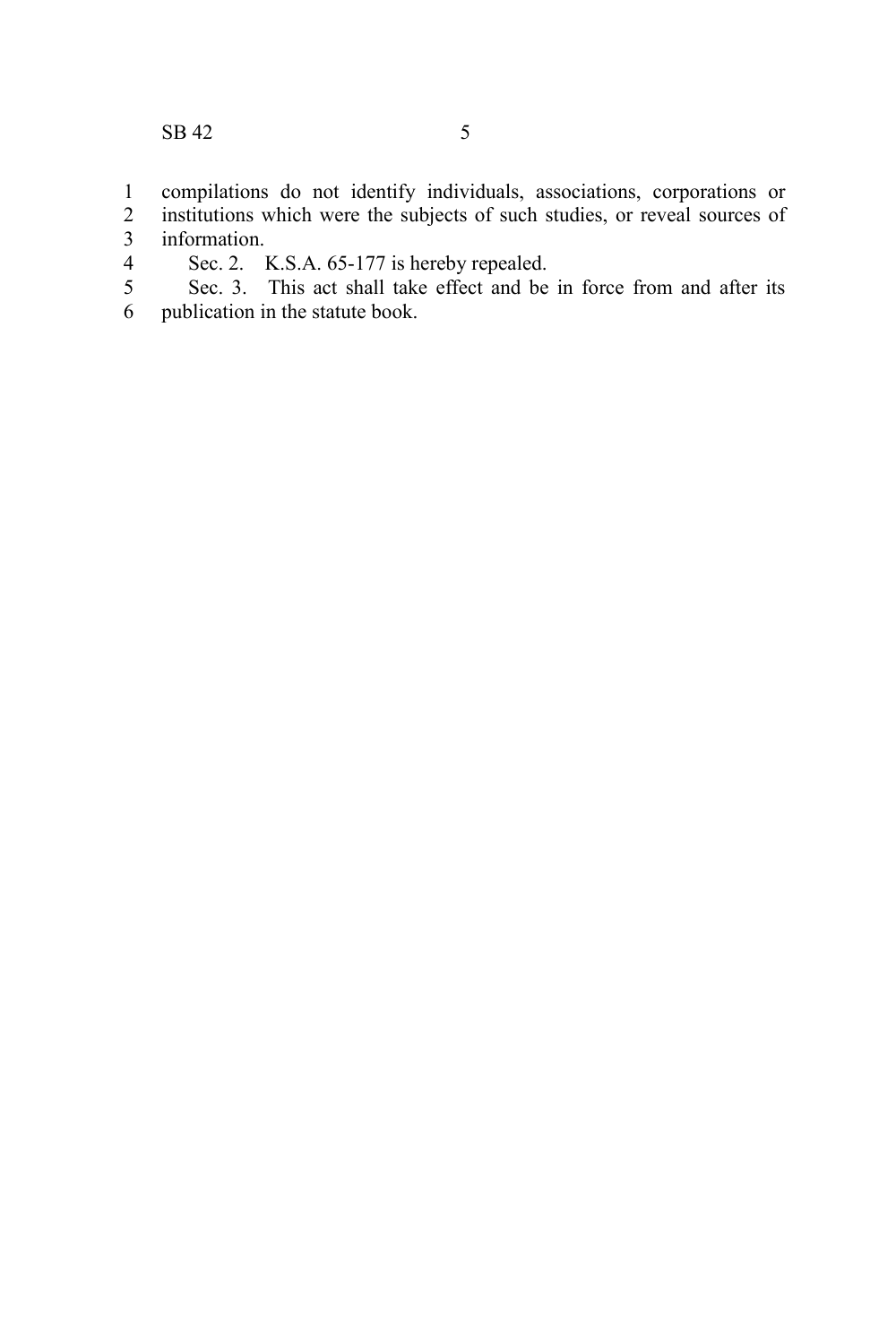compilations do not identify individuals, associations, corporations or institutions which were the subjects of such studies, or reveal sources of information.

Sec. 2. K.S.A. 65-177 is hereby repealed.

Sec. 3. This act shall take effect and be in force from and after its publication in the statute book.